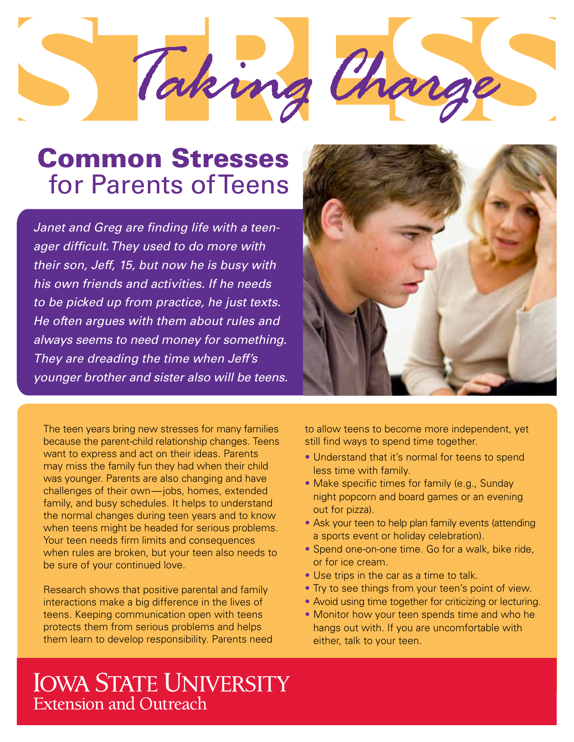# STRESS Taking Charge

## Common Stresses for Parents of Teens

*Janet and Greg are finding life with a teenager difficult. They used to do more with their son, Jeff, 15, but now he is busy with his own friends and activities. If he needs to be picked up from practice, he just texts. He often argues with them about rules and always seems to need money for something. They are dreading the time when Jeff's younger brother and sister also will be teens.*

The teen years bring new stresses for many families because the parent-child relationship changes. Teens want to express and act on their ideas. Parents may miss the family fun they had when their child was younger. Parents are also changing and have challenges of their own—jobs, homes, extended family, and busy schedules. It helps to understand the normal changes during teen years and to know when teens might be headed for serious problems. Your teen needs firm limits and consequences when rules are broken, but your teen also needs to be sure of your continued love.

Research shows that positive parental and family interactions make a big difference in the lives of teens. Keeping communication open with teens protects them from serious problems and helps them learn to develop responsibility. Parents need to allow teens to become more independent, yet still find ways to spend time together.

- Understand that it's normal for teens to spend less time with family.
- Make specific times for family (e.g., Sunday night popcorn and board games or an evening out for pizza).
- Ask your teen to help plan family events (attending a sports event or holiday celebration).
- Spend one-on-one time. Go for a walk, bike ride, or for ice cream.
- Use trips in the car as a time to talk.
- Try to see things from your teen's point of view.
- Avoid using time together for criticizing or lecturing.
- Monitor how your teen spends time and who he hangs out with. If you are uncomfortable with either, talk to your teen.

IOWA STATE UNIVERSITY
Extension and Outreach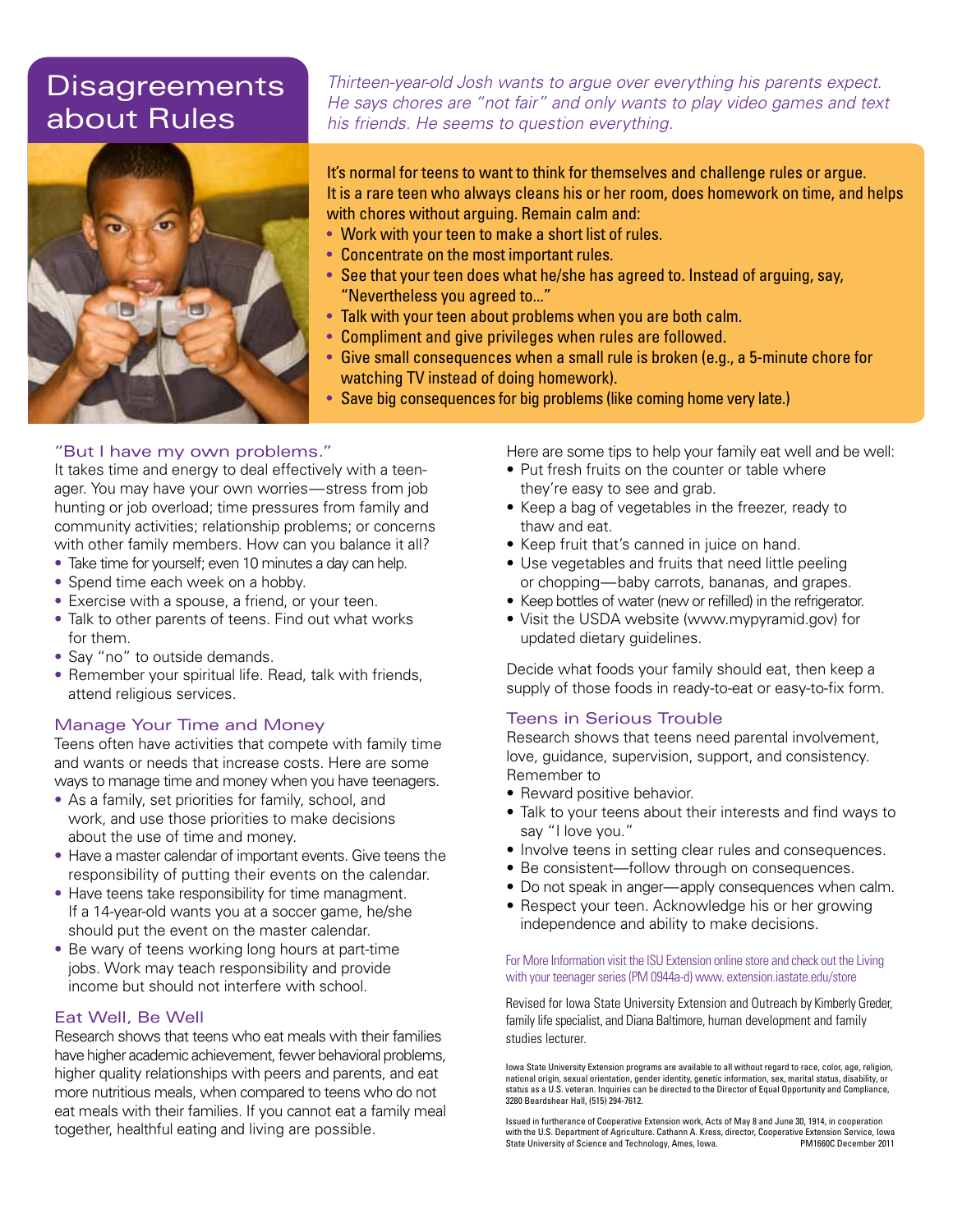## Disagreements about Rules

*Thirteen-year-old Josh wants to argue over everything his parents expect. He says chores are "not fair" and only wants to play video games and text his friends. He seems to question everything.*

It's normal for teens to want to think for themselves and challenge rules or argue. It is a rare teen who always cleans his or her room, does homework on time, and helps with chores without arguing. Remain calm and:

- Work with your teen to make a short list of rules.
- Concentrate on the most important rules.
- See that your teen does what he/she has agreed to. Instead of arguing, say, "Nevertheless you agreed to..."
- Talk with your teen about problems when you are both calm.
- Compliment and give privileges when rules are followed.
- Give small consequences when a small rule is broken (e.g., a 5-minute chore for watching TV instead of doing homework).
- Save big consequences for big problems (like coming home very late.)

### "But I have my own problems."

It takes time and energy to deal effectively with a teenager. You may have your own worries—stress from job hunting or job overload; time pressures from family and community activities; relationship problems; or concerns with other family members. How can you balance it all?

- Take time for yourself; even 10 minutes a day can help.
- Spend time each week on a hobby.
- Exercise with a spouse, a friend, or your teen.
- Talk to other parents of teens. Find out what works for them.
- Say "no" to outside demands.
- Remember your spiritual life. Read, talk with friends, attend religious services.

### Manage Your Time and Money

Teens often have activities that compete with family time and wants or needs that increase costs. Here are some ways to manage time and money when you have teenagers.

- As a family, set priorities for family, school, and work, and use those priorities to make decisions about the use of time and money.
- Have a master calendar of important events. Give teens the responsibility of putting their events on the calendar.
- Have teens take responsibility for time managment. If a 14-year-old wants you at a soccer game, he/she should put the event on the master calendar.
- Be wary of teens working long hours at part-time jobs. Work may teach responsibility and provide income but should not interfere with school.

### Eat Well, Be Well

Research shows that teens who eat meals with their families have higher academic achievement, fewer behavioral problems, higher quality relationships with peers and parents, and eat more nutritious meals, when compared to teens who do not eat meals with their families. If you cannot eat a family meal together, healthful eating and living are possible.

Here are some tips to help your family eat well and be well:

- Put fresh fruits on the counter or table where they're easy to see and grab.
- Keep a bag of vegetables in the freezer, ready to thaw and eat.
- Keep fruit that's canned in juice on hand.
- Use vegetables and fruits that need little peeling or chopping—baby carrots, bananas, and grapes.
- Keep bottles of water (new or refilled) in the refrigerator.
- Visit the USDA website (www.mypyramid.gov) for updated dietary guidelines.

Decide what foods your family should eat, then keep a supply of those foods in ready-to-eat or easy-to-fix form.

### Teens in Serious Trouble

Research shows that teens need parental involvement, love, guidance, supervision, support, and consistency. Remember to

- Reward positive behavior.
- Talk to your teens about their interests and find ways to say "I love you."
- Involve teens in setting clear rules and consequences.
- Be consistent—follow through on consequences.
- Do not speak in anger—apply consequences when calm.
- Respect your teen. Acknowledge his or her growing independence and ability to make decisions.

For More Information visit the ISU Extension online store and check out the Living with your teenager series (PM 0944a-d) www. extension.iastate.edu/store

Revised for Iowa State University Extension and Outreach by Kimberly Greder, family life specialist, and Diana Baltimore, human development and family studies lecturer.

Iowa State University Extension programs are available to all without regard to race, color, age, religion, national origin, sexual orientation, gender identity, genetic information, sex, marital status, disability, or status as a U.S. veteran. Inquiries can be directed to the Director of Equal Opportunity and Compliance, 3280 Beardshear Hall, (515) 294-7612.

Issued in furtherance of Cooperative Extension work, Acts of May 8 and June 30, 1914, in cooperation with the U.S. Department of Agriculture. Cathann A. Kress, director, Cooperative Extension Service, Iowa State University of Science and Technology, Ames, Iowa. PM1660C December 2011